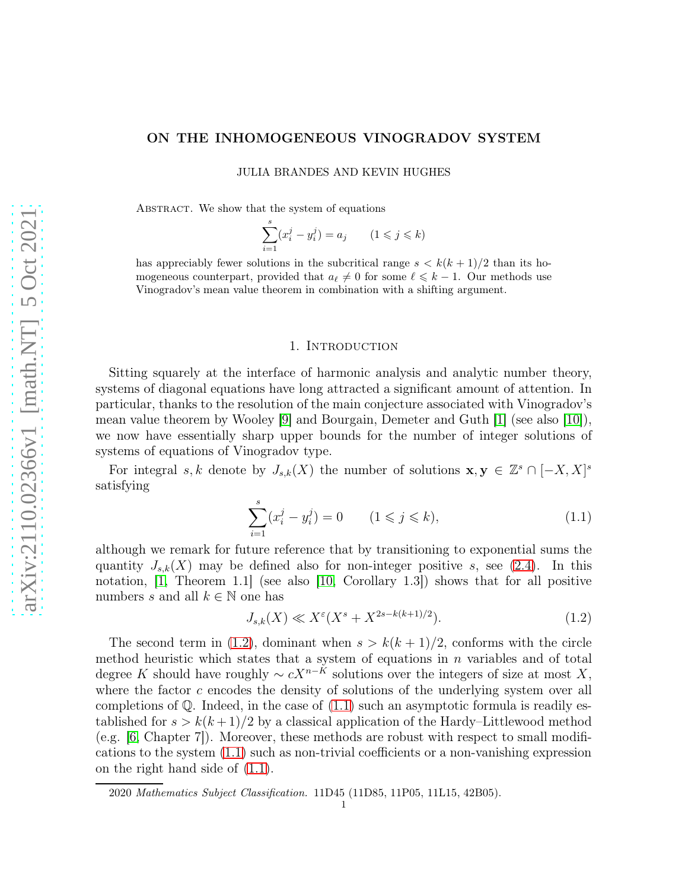# ON THE INHOMOGENEOUS VINOGRADOV SYSTEM

JULIA BRANDES AND KEVIN HUGHES

Abstract. We show that the system of equations

$$\sum_{i=1}^{s}(x_i^j - y_i^j) = a_j \qquad (1 \leqslant j \leqslant k)$$

has appreciably fewer solutions in the subcritical range $s < k(k+1)/2$ than its homogeneous counterpart, provided that $a_\ell \neq 0$ for some $\ell \leqslant k-1$. Our methods use Vinogradov's mean value theorem in combination with a shifting argument.

## 1. Introduction

Sitting squarely at the interface of harmonic analysis and analytic number theory, systems of diagonal equations have long attracted a significant amount of attention. In particular, thanks to the resolution of the main conjecture associated with Vinogradov's mean value theorem by Wooley [9] and Bourgain, Demeter and Guth [1] (see also [10]), we now have essentially sharp upper bounds for the number of integer solutions of systems of equations of Vinogradov type.

For integral $s, k$ denote by $J_{s,k}(X)$ the number of solutions $\mathbf{x}, \mathbf{y} \in \mathbb{Z}^s \cap [-X, X]^s$ satisfying

$$\sum_{i=1}^{s}(x_i^j - y_i^j) = 0 \qquad (1 \leqslant j \leqslant k), \tag{1.1}$$

although we remark for future reference that by transitioning to exponential sums the quantity $J_{s,k}(X)$ may be defined also for non-integer positive $s$, see (2.4). In this notation, [1, Theorem 1.1] (see also [10, Corollary 1.3]) shows that for all positive numbers $s$ and all $k \in \mathbb{N}$ one has

$$J_{s,k}(X) \ll X^{\varepsilon}(X^s + X^{2s-k(k+1)/2}). \tag{1.2}$$

The second term in (1.2), dominant when $s > k(k+1)/2$, conforms with the circle method heuristic which states that a system of equations in $n$ variables and of total degree $K$ should have roughly $\sim cX^{n-K}$ solutions over the integers of size at most $X$, where the factor $c$ encodes the density of solutions of the underlying system over all completions of $\mathbb{Q}$. Indeed, in the case of (1.1) such an asymptotic formula is readily established for $s > k(k+1)/2$ by a classical application of the Hardy–Littlewood method (e.g. [6, Chapter 7]). Moreover, these methods are robust with respect to small modifications to the system (1.1) such as non-trivial coefficients or a non-vanishing expression on the right hand side of (1.1).

2020 *Mathematics Subject Classification.* 11D45 (11D85, 11P05, 11L15, 42B05).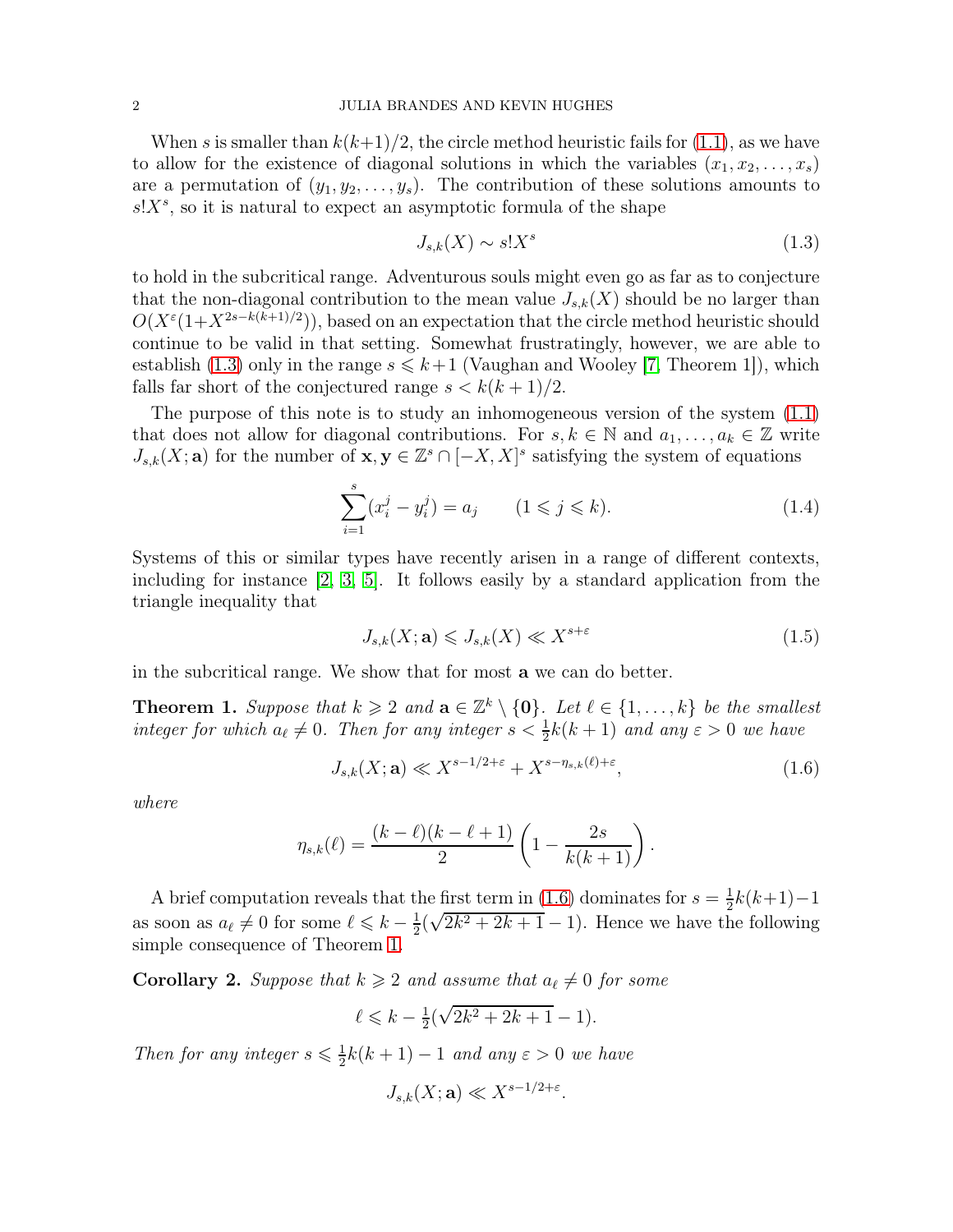When $s$ is smaller than $k(k+1)/2$, the circle method heuristic fails for (1.1), as we have to allow for the existence of diagonal solutions in which the variables $(x_1, x_2, \dots, x_s)$ are a permutation of $(y_1, y_2, \dots, y_s)$. The contribution of these solutions amounts to $s!X^s$, so it is natural to expect an asymptotic formula of the shape

$$J_{s,k}(X) \sim s!X^s \tag{1.3}$$

to hold in the subcritical range. Adventurous souls might even go as far as to conjecture that the non-diagonal contribution to the mean value $J_{s,k}(X)$ should be no larger than $O(X^\varepsilon(1+X^{2s-k(k+1)/2}))$, based on an expectation that the circle method heuristic should continue to be valid in that setting. Somewhat frustratingly, however, we are able to establish (1.3) only in the range $s \leqslant k+1$ (Vaughan and Wooley [7, Theorem 1]), which falls far short of the conjectured range $s < k(k+1)/2$.

The purpose of this note is to study an inhomogeneous version of the system (1.1) that does not allow for diagonal contributions. For $s, k \in \mathbb{N}$ and $a_1, \dots, a_k \in \mathbb{Z}$ write $J_{s,k}(X; \mathbf{a})$ for the number of $\mathbf{x}, \mathbf{y} \in \mathbb{Z}^s \cap [-X, X]^s$ satisfying the system of equations

$$\sum_{i=1}^{s} (x_i^j - y_i^j) = a_j \qquad (1 \leqslant j \leqslant k). \tag{1.4}$$

Systems of this or similar types have recently arisen in a range of different contexts, including for instance [2, 3, 5]. It follows easily by a standard application from the triangle inequality that

$$J_{s,k}(X; \mathbf{a}) \leqslant J_{s,k}(X) \ll X^{s+\varepsilon} \tag{1.5}$$

in the subcritical range. We show that for most $\mathbf{a}$ we can do better.

**Theorem 1.** *Suppose that $k \geqslant 2$ and $\mathbf{a} \in \mathbb{Z}^k \setminus \{\mathbf{0}\}$. Let $\ell \in \{1, \dots, k\}$ be the smallest integer for which $a_\ell \neq 0$. Then for any integer $s < \frac{1}{2}k(k+1)$ and any $\varepsilon > 0$ we have*

$$J_{s,k}(X; \mathbf{a}) \ll X^{s-1/2+\varepsilon} + X^{s-\eta_{s,k}(\ell)+\varepsilon}, \tag{1.6}$$

*where*

$$\eta_{s,k}(\ell) = \frac{(k-\ell)(k-\ell+1)}{2}\left(1 - \frac{2s}{k(k+1)}\right).$$

A brief computation reveals that the first term in (1.6) dominates for $s = \frac{1}{2}k(k+1)-1$ as soon as $a_\ell \neq 0$ for some $\ell \leqslant k - \frac{1}{2}(\sqrt{2k^2+2k+1}-1)$. Hence we have the following simple consequence of Theorem 1.

**Corollary 2.** *Suppose that $k \geqslant 2$ and assume that $a_\ell \neq 0$ for some*

$$\ell \leqslant k - \tfrac{1}{2}(\sqrt{2k^2+2k+1}-1).$$

*Then for any integer $s \leqslant \frac{1}{2}k(k+1) - 1$ and any $\varepsilon > 0$ we have*

$$J_{s,k}(X; \mathbf{a}) \ll X^{s-1/2+\varepsilon}.$$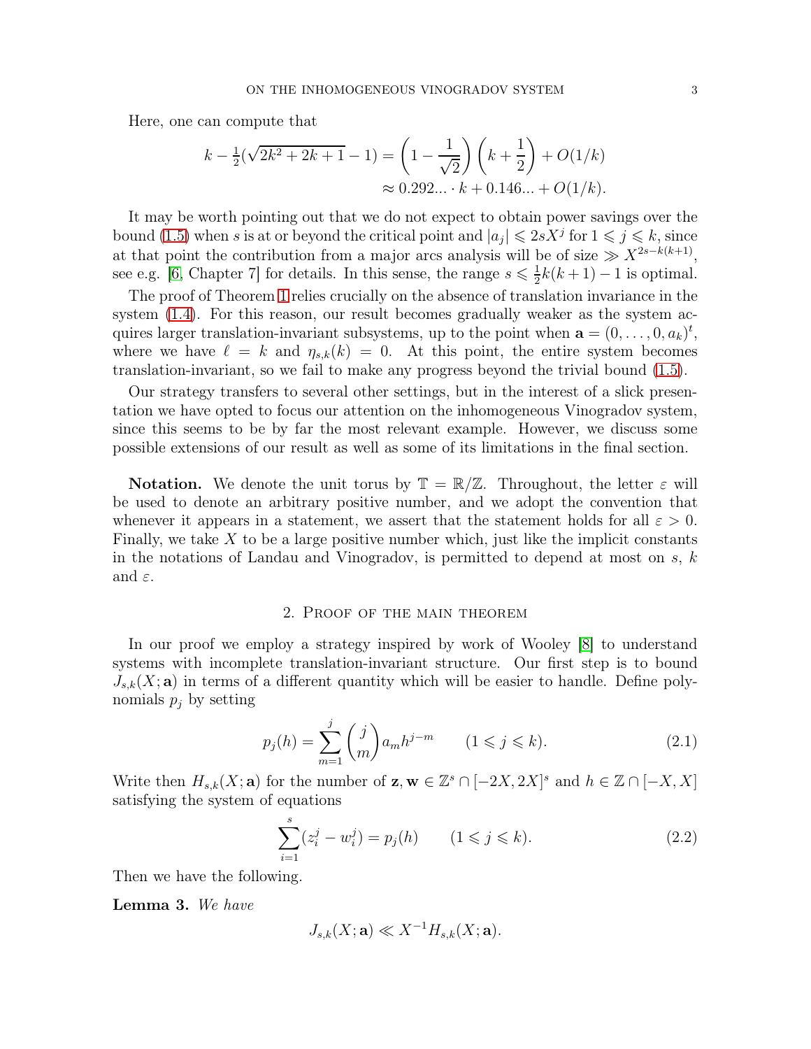Here, one can compute that

$$k - \tfrac{1}{2}(\sqrt{2k^2+2k+1}-1) = \left(1 - \frac{1}{\sqrt{2}}\right)\left(k + \frac{1}{2}\right) + O(1/k)$$
$$\approx 0.292... \cdot k + 0.146... + O(1/k).$$

It may be worth pointing out that we do not expect to obtain power savings over the bound (1.5) when $s$ is at or beyond the critical point and $|a_j| \leqslant 2sX^j$ for $1 \leqslant j \leqslant k$, since at that point the contribution from a major arcs analysis will be of size $\gg X^{2s-k(k+1)}$, see e.g. [6, Chapter 7] for details. In this sense, the range $s \leqslant \frac{1}{2}k(k+1) - 1$ is optimal.

The proof of Theorem 1 relies crucially on the absence of translation invariance in the system (1.4). For this reason, our result becomes gradually weaker as the system acquires larger translation-invariant subsystems, up to the point when $\mathbf{a} = (0, \dots, 0, a_k)^t$, where we have $\ell = k$ and $\eta_{s,k}(k) = 0$. At this point, the entire system becomes translation-invariant, so we fail to make any progress beyond the trivial bound (1.5).

Our strategy transfers to several other settings, but in the interest of a slick presentation we have opted to focus our attention on the inhomogeneous Vinogradov system, since this seems to be by far the most relevant example. However, we discuss some possible extensions of our result as well as some of its limitations in the final section.

**Notation.** We denote the unit torus by $\mathbb{T} = \mathbb{R}/\mathbb{Z}$. Throughout, the letter $\varepsilon$ will be used to denote an arbitrary positive number, and we adopt the convention that whenever it appears in a statement, we assert that the statement holds for all $\varepsilon > 0$. Finally, we take $X$ to be a large positive number which, just like the implicit constants in the notations of Landau and Vinogradov, is permitted to depend at most on $s$, $k$ and $\varepsilon$.

## 2. Proof of the main theorem

In our proof we employ a strategy inspired by work of Wooley [8] to understand systems with incomplete translation-invariant structure. Our first step is to bound $J_{s,k}(X; \mathbf{a})$ in terms of a different quantity which will be easier to handle. Define polynomials $p_j$ by setting

$$p_j(h) = \sum_{m=1}^{j} \binom{j}{m} a_m h^{j-m} \qquad (1 \leqslant j \leqslant k). \tag{2.1}$$

Write then $H_{s,k}(X; \mathbf{a})$ for the number of $\mathbf{z}, \mathbf{w} \in \mathbb{Z}^s \cap [-2X, 2X]^s$ and $h \in \mathbb{Z} \cap [-X, X]$ satisfying the system of equations

$$\sum_{i=1}^{s} (z_i^j - w_i^j) = p_j(h) \qquad (1 \leqslant j \leqslant k). \tag{2.2}$$

Then we have the following.

**Lemma 3.** *We have*

$$J_{s,k}(X; \mathbf{a}) \ll X^{-1} H_{s,k}(X; \mathbf{a}).$$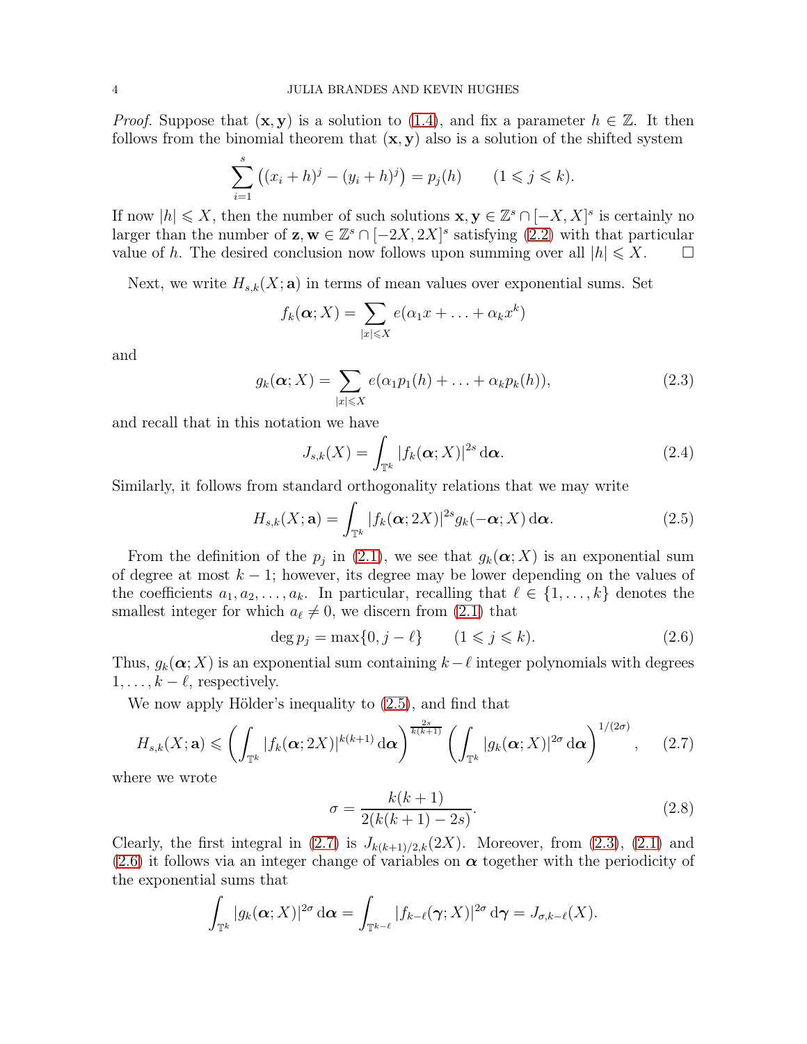*Proof.* Suppose that $(\mathbf{x}, \mathbf{y})$ is a solution to (1.4), and fix a parameter $h \in \mathbb{Z}$. It then follows from the binomial theorem that $(\mathbf{x}, \mathbf{y})$ also is a solution of the shifted system

$$\sum_{i=1}^{s} \left((x_i + h)^j - (y_i + h)^j\right) = p_j(h) \qquad (1 \leqslant j \leqslant k).$$

If now $|h| \leqslant X$, then the number of such solutions $\mathbf{x}, \mathbf{y} \in \mathbb{Z}^s \cap [-X, X]^s$ is certainly no larger than the number of $\mathbf{z}, \mathbf{w} \in \mathbb{Z}^s \cap [-2X, 2X]^s$ satisfying (2.2) with that particular value of $h$. The desired conclusion now follows upon summing over all $|h| \leqslant X$. $\square$

Next, we write $H_{s,k}(X; \mathbf{a})$ in terms of mean values over exponential sums. Set

$$f_k(\boldsymbol{\alpha}; X) = \sum_{|x| \leqslant X} e(\alpha_1 x + \ldots + \alpha_k x^k)$$

and

$$g_k(\boldsymbol{\alpha}; X) = \sum_{|x| \leqslant X} e(\alpha_1 p_1(h) + \ldots + \alpha_k p_k(h)), \tag{2.3}$$

and recall that in this notation we have

$$J_{s,k}(X) = \int_{\mathbb{T}^k} |f_k(\boldsymbol{\alpha}; X)|^{2s} \, \mathrm{d}\boldsymbol{\alpha}. \tag{2.4}$$

Similarly, it follows from standard orthogonality relations that we may write

$$H_{s,k}(X; \mathbf{a}) = \int_{\mathbb{T}^k} |f_k(\boldsymbol{\alpha}; 2X)|^{2s} g_k(-\boldsymbol{\alpha}; X) \, \mathrm{d}\boldsymbol{\alpha}. \tag{2.5}$$

From the definition of the $p_j$ in (2.1), we see that $g_k(\boldsymbol{\alpha}; X)$ is an exponential sum of degree at most $k-1$; however, its degree may be lower depending on the values of the coefficients $a_1, a_2, \ldots, a_k$. In particular, recalling that $\ell \in \{1, \ldots, k\}$ denotes the smallest integer for which $a_\ell \neq 0$, we discern from (2.1) that

$$\deg p_j = \max\{0, j - \ell\} \qquad (1 \leqslant j \leqslant k). \tag{2.6}$$

Thus, $g_k(\boldsymbol{\alpha}; X)$ is an exponential sum containing $k - \ell$ integer polynomials with degrees $1, \ldots, k - \ell$, respectively.

We now apply Hölder's inequality to (2.5), and find that

$$H_{s,k}(X; \mathbf{a}) \leqslant \left(\int_{\mathbb{T}^k} |f_k(\boldsymbol{\alpha}; 2X)|^{k(k+1)} \, \mathrm{d}\boldsymbol{\alpha}\right)^{\frac{2s}{k(k+1)}} \left(\int_{\mathbb{T}^k} |g_k(\boldsymbol{\alpha}; X)|^{2\sigma} \, \mathrm{d}\boldsymbol{\alpha}\right)^{1/(2\sigma)}, \tag{2.7}$$

where we wrote

$$\sigma = \frac{k(k+1)}{2(k(k+1) - 2s)}. \tag{2.8}$$

Clearly, the first integral in (2.7) is $J_{k(k+1)/2,k}(2X)$. Moreover, from (2.3), (2.1) and (2.6) it follows via an integer change of variables on $\boldsymbol{\alpha}$ together with the periodicity of the exponential sums that

$$\int_{\mathbb{T}^k} |g_k(\boldsymbol{\alpha}; X)|^{2\sigma} \, \mathrm{d}\boldsymbol{\alpha} = \int_{\mathbb{T}^{k-\ell}} |f_{k-\ell}(\boldsymbol{\gamma}; X)|^{2\sigma} \, \mathrm{d}\boldsymbol{\gamma} = J_{\sigma, k-\ell}(X).$$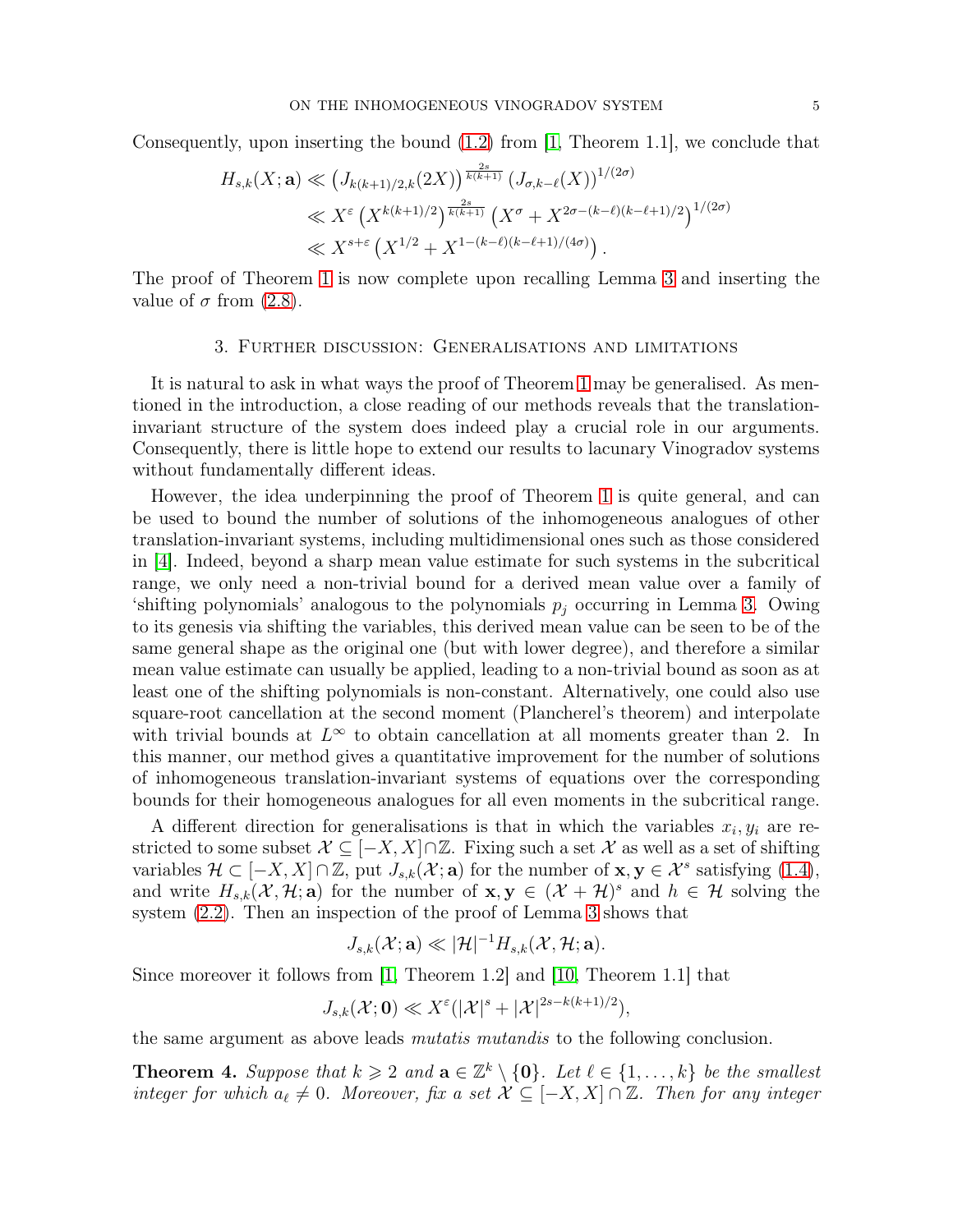Consequently, upon inserting the bound (1.2) from [1, Theorem 1.1], we conclude that

$$\begin{aligned}
H_{s,k}(X;\mathbf{a}) &\ll \left(J_{k(k+1)/2,k}(2X)\right)^{\frac{2s}{k(k+1)}} \left(J_{\sigma,k-\ell}(X)\right)^{1/(2\sigma)} \\
&\ll X^{\varepsilon} \left(X^{k(k+1)/2}\right)^{\frac{2s}{k(k+1)}} \left(X^{\sigma} + X^{2\sigma-(k-\ell)(k-\ell+1)/2}\right)^{1/(2\sigma)} \\
&\ll X^{s+\varepsilon} \left(X^{1/2} + X^{1-(k-\ell)(k-\ell+1)/(4\sigma)}\right).
\end{aligned}$$

The proof of Theorem 1 is now complete upon recalling Lemma 3 and inserting the value of $\sigma$ from (2.8).

## 3. Further discussion: Generalisations and limitations

It is natural to ask in what ways the proof of Theorem 1 may be generalised. As mentioned in the introduction, a close reading of our methods reveals that the translation-invariant structure of the system does indeed play a crucial role in our arguments. Consequently, there is little hope to extend our results to lacunary Vinogradov systems without fundamentally different ideas.

However, the idea underpinning the proof of Theorem 1 is quite general, and can be used to bound the number of solutions of the inhomogeneous analogues of other translation-invariant systems, including multidimensional ones such as those considered in [4]. Indeed, beyond a sharp mean value estimate for such systems in the subcritical range, we only need a non-trivial bound for a derived mean value over a family of 'shifting polynomials' analogous to the polynomials $p_j$ occurring in Lemma 3. Owing to its genesis via shifting the variables, this derived mean value can be seen to be of the same general shape as the original one (but with lower degree), and therefore a similar mean value estimate can usually be applied, leading to a non-trivial bound as soon as at least one of the shifting polynomials is non-constant. Alternatively, one could also use square-root cancellation at the second moment (Plancherel's theorem) and interpolate with trivial bounds at $L^{\infty}$ to obtain cancellation at all moments greater than 2. In this manner, our method gives a quantitative improvement for the number of solutions of inhomogeneous translation-invariant systems of equations over the corresponding bounds for their homogeneous analogues for all even moments in the subcritical range.

A different direction for generalisations is that in which the variables $x_i, y_i$ are restricted to some subset $\mathcal{X} \subseteq [-X, X] \cap \mathbb{Z}$. Fixing such a set $\mathcal{X}$ as well as a set of shifting variables $\mathcal{H} \subset [-X, X] \cap \mathbb{Z}$, put $J_{s,k}(\mathcal{X};\mathbf{a})$ for the number of $\mathbf{x}, \mathbf{y} \in \mathcal{X}^s$ satisfying (1.4), and write $H_{s,k}(\mathcal{X}, \mathcal{H};\mathbf{a})$ for the number of $\mathbf{x}, \mathbf{y} \in (\mathcal{X} + \mathcal{H})^s$ and $h \in \mathcal{H}$ solving the system (2.2). Then an inspection of the proof of Lemma 3 shows that

$$J_{s,k}(\mathcal{X};\mathbf{a}) \ll |\mathcal{H}|^{-1} H_{s,k}(\mathcal{X}, \mathcal{H};\mathbf{a}).$$

Since moreover it follows from [1, Theorem 1.2] and [10, Theorem 1.1] that

$$J_{s,k}(\mathcal{X};\mathbf{0}) \ll X^{\varepsilon}(|\mathcal{X}|^{s} + |\mathcal{X}|^{2s-k(k+1)/2}),$$

the same argument as above leads *mutatis mutandis* to the following conclusion.

**Theorem 4.** *Suppose that $k \geqslant 2$ and $\mathbf{a} \in \mathbb{Z}^k \setminus \{\mathbf{0}\}$. Let $\ell \in \{1, \dots, k\}$ be the smallest integer for which $a_\ell \neq 0$. Moreover, fix a set $\mathcal{X} \subseteq [-X, X] \cap \mathbb{Z}$. Then for any integer*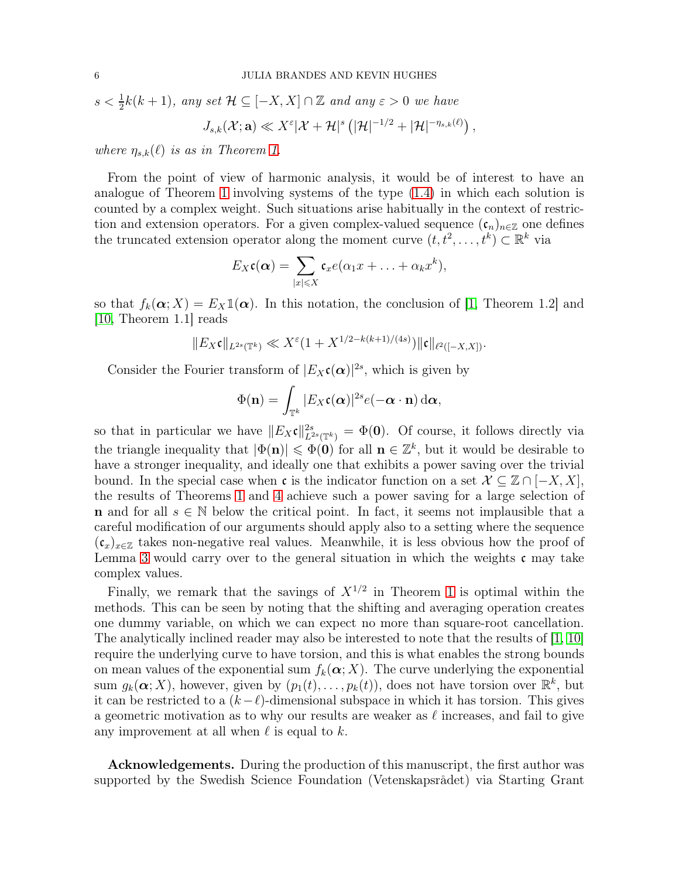*$s < \frac{1}{2}k(k+1)$, any set $\mathcal{H} \subseteq [-X, X] \cap \mathbb{Z}$ and any $\varepsilon > 0$ we have*

$$J_{s,k}(\mathcal{X}; \mathbf{a}) \ll X^{\varepsilon} |\mathcal{X} + \mathcal{H}|^s \left( |\mathcal{H}|^{-1/2} + |\mathcal{H}|^{-\eta_{s,k}(\ell)} \right),$$

*where $\eta_{s,k}(\ell)$ is as in Theorem 1.*

From the point of view of harmonic analysis, it would be of interest to have an analogue of Theorem 1 involving systems of the type (1.4) in which each solution is counted by a complex weight. Such situations arise habitually in the context of restriction and extension operators. For a given complex-valued sequence $(\mathfrak{c}_n)_{n \in \mathbb{Z}}$ one defines the truncated extension operator along the moment curve $(t, t^2, \ldots, t^k) \subset \mathbb{R}^k$ via

$$E_X \mathfrak{c}(\boldsymbol{\alpha}) = \sum_{|x| \leqslant X} \mathfrak{c}_x e(\alpha_1 x + \ldots + \alpha_k x^k),$$

so that $f_k(\boldsymbol{\alpha}; X) = E_X \mathbb{1}(\boldsymbol{\alpha})$. In this notation, the conclusion of [1, Theorem 1.2] and [10, Theorem 1.1] reads

$$\|E_X \mathfrak{c}\|_{L^{2s}(\mathbb{T}^k)} \ll X^{\varepsilon}(1 + X^{1/2 - k(k+1)/(4s)}) \|\mathfrak{c}\|_{\ell^2([-X,X])}.$$

Consider the Fourier transform of $|E_X \mathfrak{c}(\boldsymbol{\alpha})|^{2s}$, which is given by

$$\Phi(\mathbf{n}) = \int_{\mathbb{T}^k} |E_X \mathfrak{c}(\boldsymbol{\alpha})|^{2s} e(-\boldsymbol{\alpha} \cdot \mathbf{n}) \, \mathrm{d}\boldsymbol{\alpha},$$

so that in particular we have $\|E_X \mathfrak{c}\|^{2s}_{L^{2s}(\mathbb{T}^k)} = \Phi(\mathbf{0})$. Of course, it follows directly via the triangle inequality that $|\Phi(\mathbf{n})| \leqslant \Phi(\mathbf{0})$ for all $\mathbf{n} \in \mathbb{Z}^k$, but it would be desirable to have a stronger inequality, and ideally one that exhibits a power saving over the trivial bound. In the special case when $\mathfrak{c}$ is the indicator function on a set $\mathcal{X} \subseteq \mathbb{Z} \cap [-X, X]$, the results of Theorems 1 and 4 achieve such a power saving for a large selection of $\mathbf{n}$ and for all $s \in \mathbb{N}$ below the critical point. In fact, it seems not implausible that a careful modification of our arguments should apply also to a setting where the sequence $(\mathfrak{c}_x)_{x \in \mathbb{Z}}$ takes non-negative real values. Meanwhile, it is less obvious how the proof of Lemma 3 would carry over to the general situation in which the weights $\mathfrak{c}$ may take complex values.

Finally, we remark that the savings of $X^{1/2}$ in Theorem 1 is optimal within the methods. This can be seen by noting that the shifting and averaging operation creates one dummy variable, on which we can expect no more than square-root cancellation. The analytically inclined reader may also be interested to note that the results of [1, 10] require the underlying curve to have torsion, and this is what enables the strong bounds on mean values of the exponential sum $f_k(\boldsymbol{\alpha}; X)$. The curve underlying the exponential sum $g_k(\boldsymbol{\alpha}; X)$, however, given by $(p_1(t), \ldots, p_k(t))$, does not have torsion over $\mathbb{R}^k$, but it can be restricted to a $(k-\ell)$-dimensional subspace in which it has torsion. This gives a geometric motivation as to why our results are weaker as $\ell$ increases, and fail to give any improvement at all when $\ell$ is equal to $k$.

**Acknowledgements.** During the production of this manuscript, the first author was supported by the Swedish Science Foundation (Vetenskapsrådet) via Starting Grant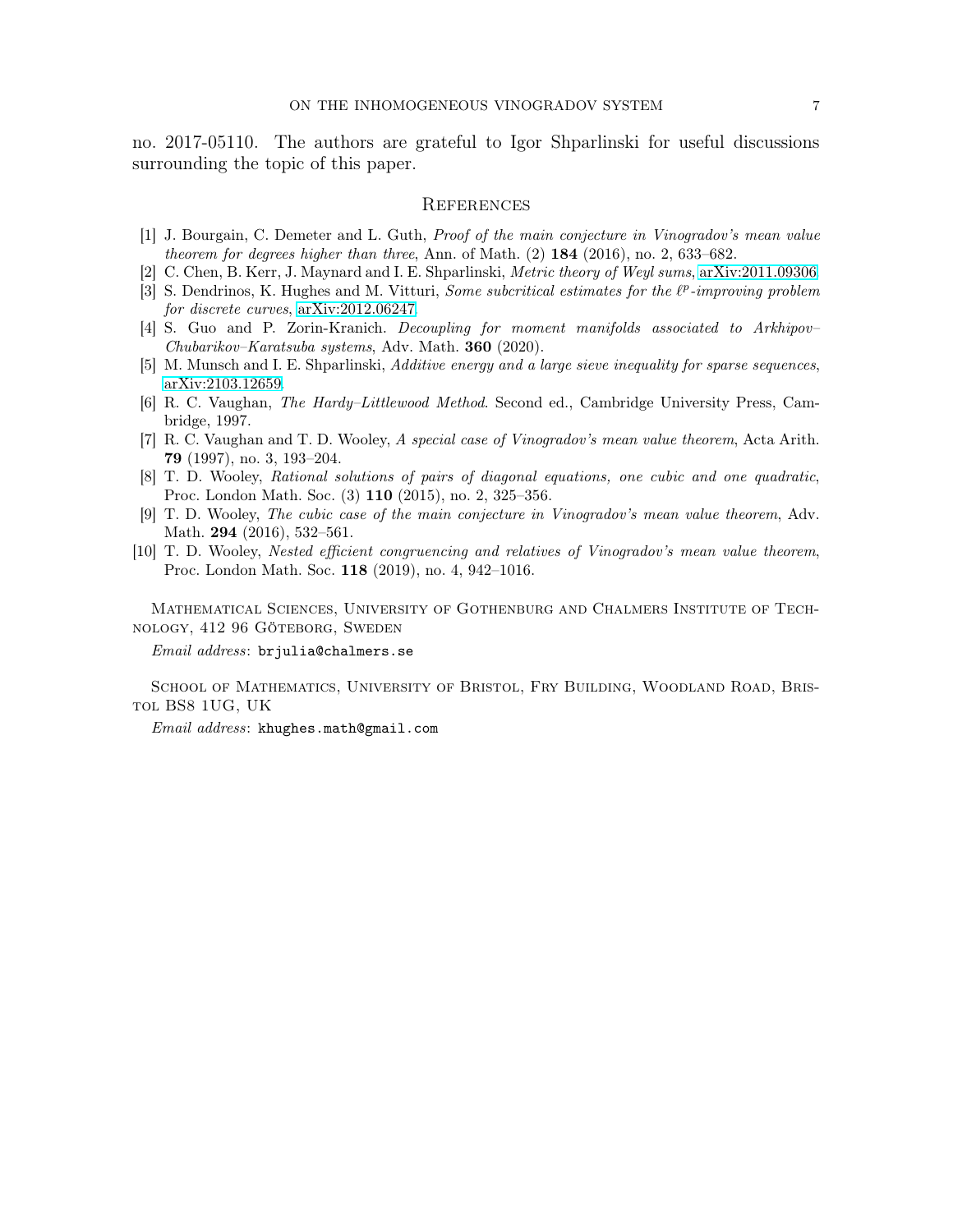no. 2017-05110. The authors are grateful to Igor Shparlinski for useful discussions surrounding the topic of this paper.

## References

[1] J. Bourgain, C. Demeter and L. Guth, *Proof of the main conjecture in Vinogradov's mean value theorem for degrees higher than three*, Ann. of Math. (2) **184** (2016), no. 2, 633–682.

[2] C. Chen, B. Kerr, J. Maynard and I. E. Shparlinski, *Metric theory of Weyl sums*, arXiv:2011.09306.

[3] S. Dendrinos, K. Hughes and M. Vitturi, *Some subcritical estimates for the $\ell^p$-improving problem for discrete curves*, arXiv:2012.06247.

[4] S. Guo and P. Zorin-Kranich. *Decoupling for moment manifolds associated to Arkhipov–Chubarikov–Karatsuba systems*, Adv. Math. **360** (2020).

[5] M. Munsch and I. E. Shparlinski, *Additive energy and a large sieve inequality for sparse sequences*, arXiv:2103.12659.

[6] R. C. Vaughan, *The Hardy–Littlewood Method*. Second ed., Cambridge University Press, Cambridge, 1997.

[7] R. C. Vaughan and T. D. Wooley, *A special case of Vinogradov's mean value theorem*, Acta Arith. **79** (1997), no. 3, 193–204.

[8] T. D. Wooley, *Rational solutions of pairs of diagonal equations, one cubic and one quadratic*, Proc. London Math. Soc. (3) **110** (2015), no. 2, 325–356.

[9] T. D. Wooley, *The cubic case of the main conjecture in Vinogradov's mean value theorem*, Adv. Math. **294** (2016), 532–561.

[10] T. D. Wooley, *Nested efficient congruencing and relatives of Vinogradov's mean value theorem*, Proc. London Math. Soc. **118** (2019), no. 4, 942–1016.

Mathematical Sciences, University of Gothenburg and Chalmers Institute of Technology, 412 96 Göteborg, Sweden

*Email address*: brjulia@chalmers.se

School of Mathematics, University of Bristol, Fry Building, Woodland Road, Bristol BS8 1UG, UK

*Email address*: khughes.math@gmail.com